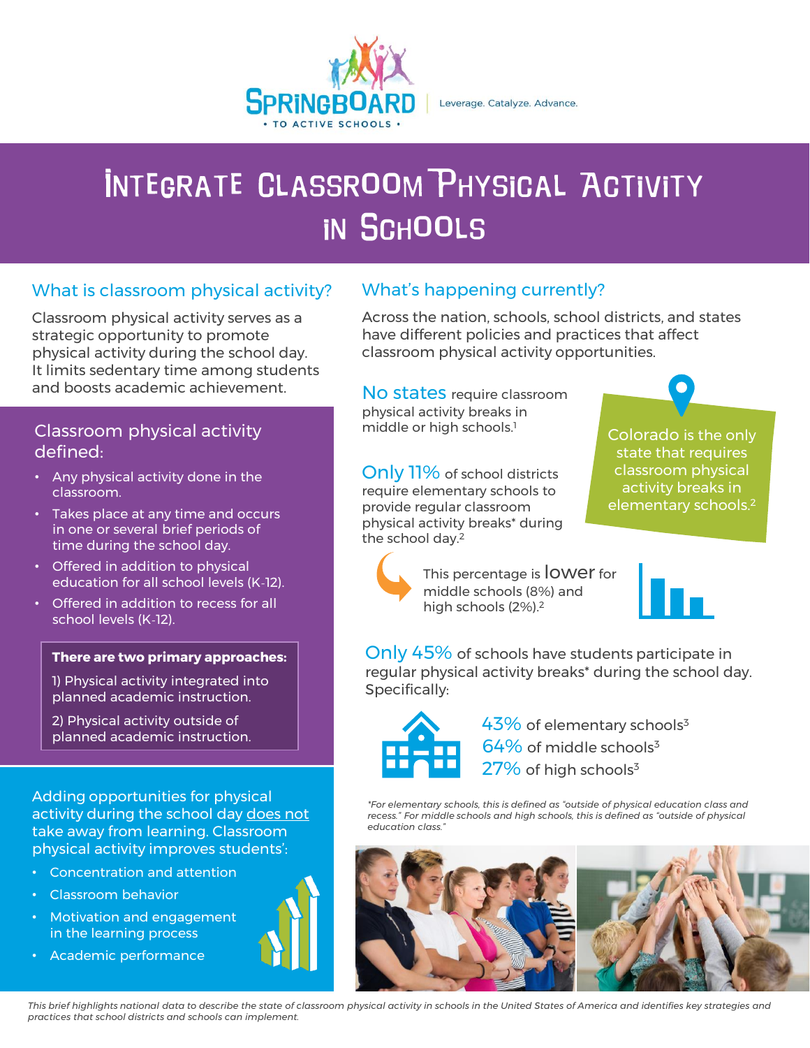SPRINGBOARD • TO ACTIVE SCHOOLS • | Leverage. Catalyze. Advance.

# Integrate Classroom Physical Activity in Schools

## What is classroom physical activity?

Classroom physical activity serves as a strategic opportunity to promote physical activity during the school day. It limits sedentary time among students and boosts academic achievement.

### Classroom physical activity defined:

- Any physical activity done in the classroom.
- Takes place at any time and occurs in one or several brief periods of time during the school day.
- Offered in addition to physical education for all school levels (K-12).
- Offered in addition to recess for all school levels (K-12).

**There are two primary approaches:**

1) Physical activity integrated into planned academic instruction.

2) Physical activity outside of planned academic instruction.

Adding opportunities for physical activity during the school day does not take away from learning. Classroom physical activity improves students':

- Concentration and attention
- Classroom behavior
- Motivation and engagement in the learning process
- Academic performance

## What's happening currently?

Across the nation, schools, school districts, and states have different policies and practices that affect classroom physical activity opportunities.

No states require classroom physical activity breaks in middle or high schools.[1]

Colorado is the only state that requires classroom physical activity breaks in elementary schools.[2]

Only 11% of school districts require elementary schools to provide regular classroom physical activity breaks* during the school day.[2]

This percentage is lower for middle schools (8%) and high schools (2%).[2]

Only 45% of schools have students participate in regular physical activity breaks* during the school day. Specifically:

- 43% of elementary schools[3]
- 64% of middle schools[3]
- 27% of high schools[3]

*For elementary schools, this is defined as "outside of physical education class and recess." For middle schools and high schools, this is defined as "outside of physical education class."*

*This brief highlights national data to describe the state of classroom physical activity in schools in the United States of America and identifies key strategies and practices that school districts and schools can implement.*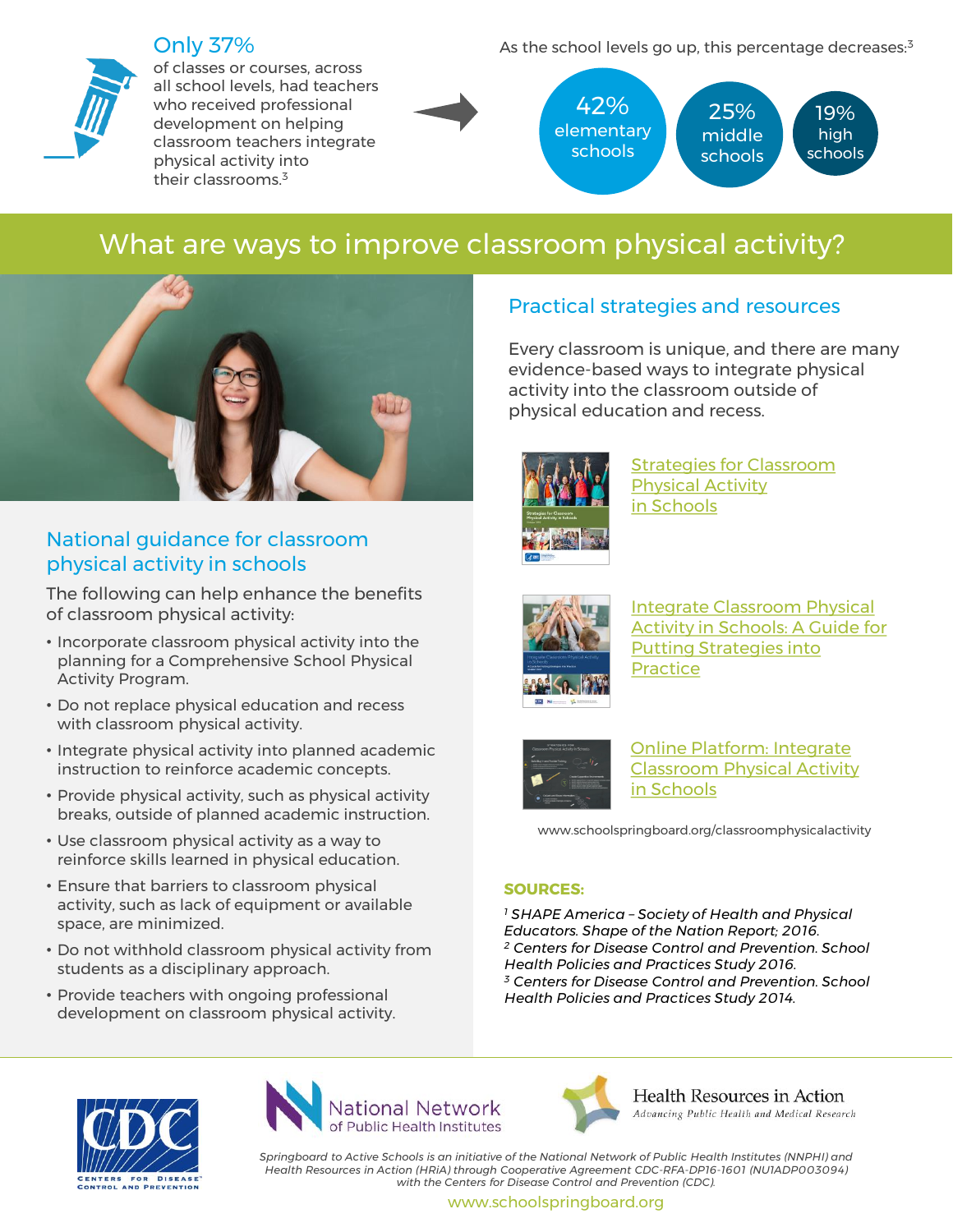**Only 37%** of classes or courses, across all school levels, had teachers who received professional development on helping classroom teachers integrate physical activity into their classrooms.[3]

As the school levels go up, this percentage decreases:[3]

42% elementary schools

25% middle schools

19% high schools

## What are ways to improve classroom physical activity?

### National guidance for classroom physical activity in schools

The following can help enhance the benefits of classroom physical activity:

- Incorporate classroom physical activity into the planning for a Comprehensive School Physical Activity Program.
- Do not replace physical education and recess with classroom physical activity.
- Integrate physical activity into planned academic instruction to reinforce academic concepts.
- Provide physical activity, such as physical activity breaks, outside of planned academic instruction.
- Use classroom physical activity as a way to reinforce skills learned in physical education.
- Ensure that barriers to classroom physical activity, such as lack of equipment or available space, are minimized.
- Do not withhold classroom physical activity from students as a disciplinary approach.
- Provide teachers with ongoing professional development on classroom physical activity.

### Practical strategies and resources

Every classroom is unique, and there are many evidence-based ways to integrate physical activity into the classroom outside of physical education and recess.

- Strategies for Classroom Physical Activity in Schools
- Integrate Classroom Physical Activity in Schools: A Guide for Putting Strategies into Practice
- Online Platform: Integrate Classroom Physical Activity in Schools

www.schoolspringboard.org/classroomphysicalactivity

**SOURCES:**

*[1] SHAPE America – Society of Health and Physical Educators. Shape of the Nation Report; 2016.*
*[2] Centers for Disease Control and Prevention. School Health Policies and Practices Study 2016.*
*[3] Centers for Disease Control and Prevention. School Health Policies and Practices Study 2014.*

CDC Centers for Disease Control and Prevention

National Network of Public Health Institutes

Health Resources in Action — Advancing Public Health and Medical Research

*Springboard to Active Schools is an initiative of the National Network of Public Health Institutes (NNPHI) and Health Resources in Action (HRiA) through Cooperative Agreement CDC-RFA-DP16-1601 (NU1ADP003094) with the Centers for Disease Control and Prevention (CDC).*

www.schoolspringboard.org